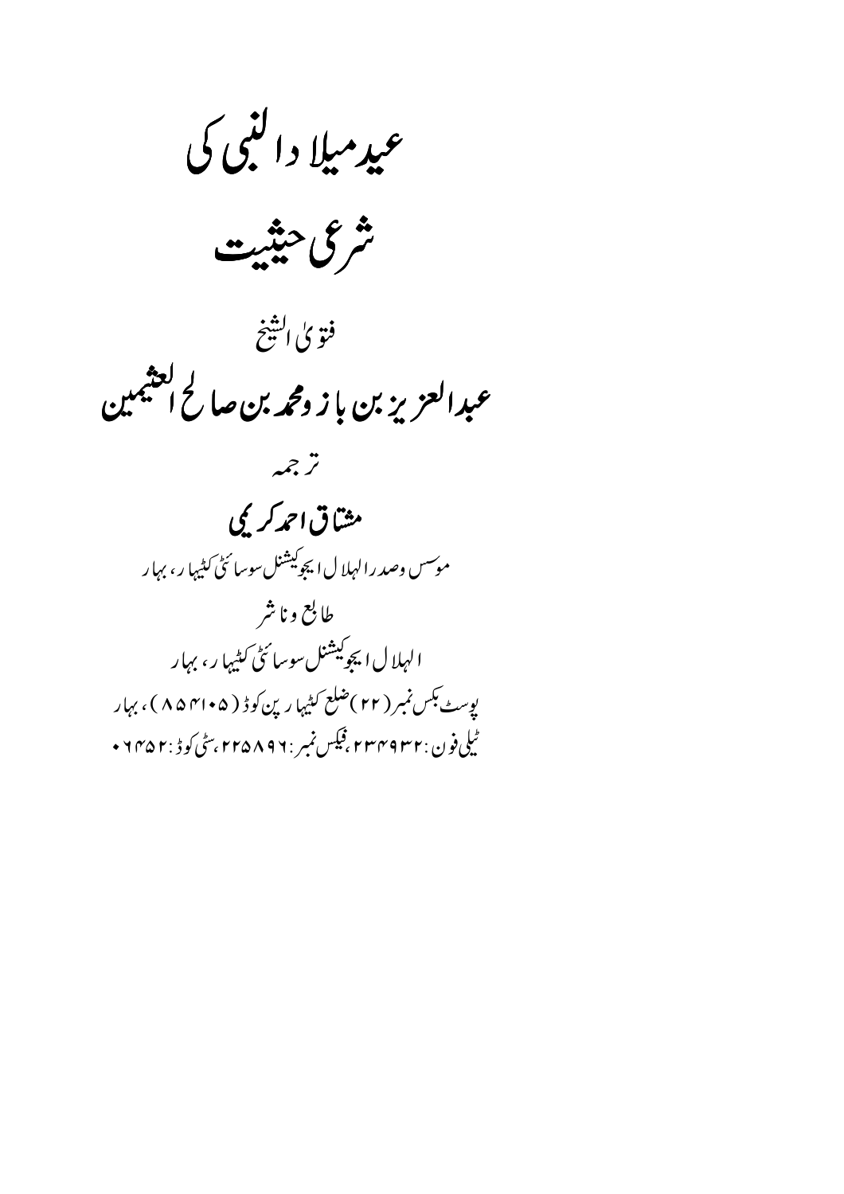# عید میلاد النبی کی

# شرعی حیثیت

فتویٰ الشیخ

## عبدالعزیز بن باز ومحمد بن صالح العثیمین

ترجمہ

## مشتاق احمد کریمی

موسس وصدر الہلال ایجوکیشنل سوسائٹی کٹیہار، بہار

طابع وناشر

الہلال ایجوکیشنل سوسائٹی کٹیہار، بہار

پوسٹ بکس نمبر (۲۲) ضلع کٹیہار پن کوڈ (۸۵۴۱۰۵)، بہار

ٹیلی فون: ۲۳۴۹۳۲، فیکس نمبر: ۲۲۵۸۹۶، سٹی کوڈ: ۰۶۴۵۲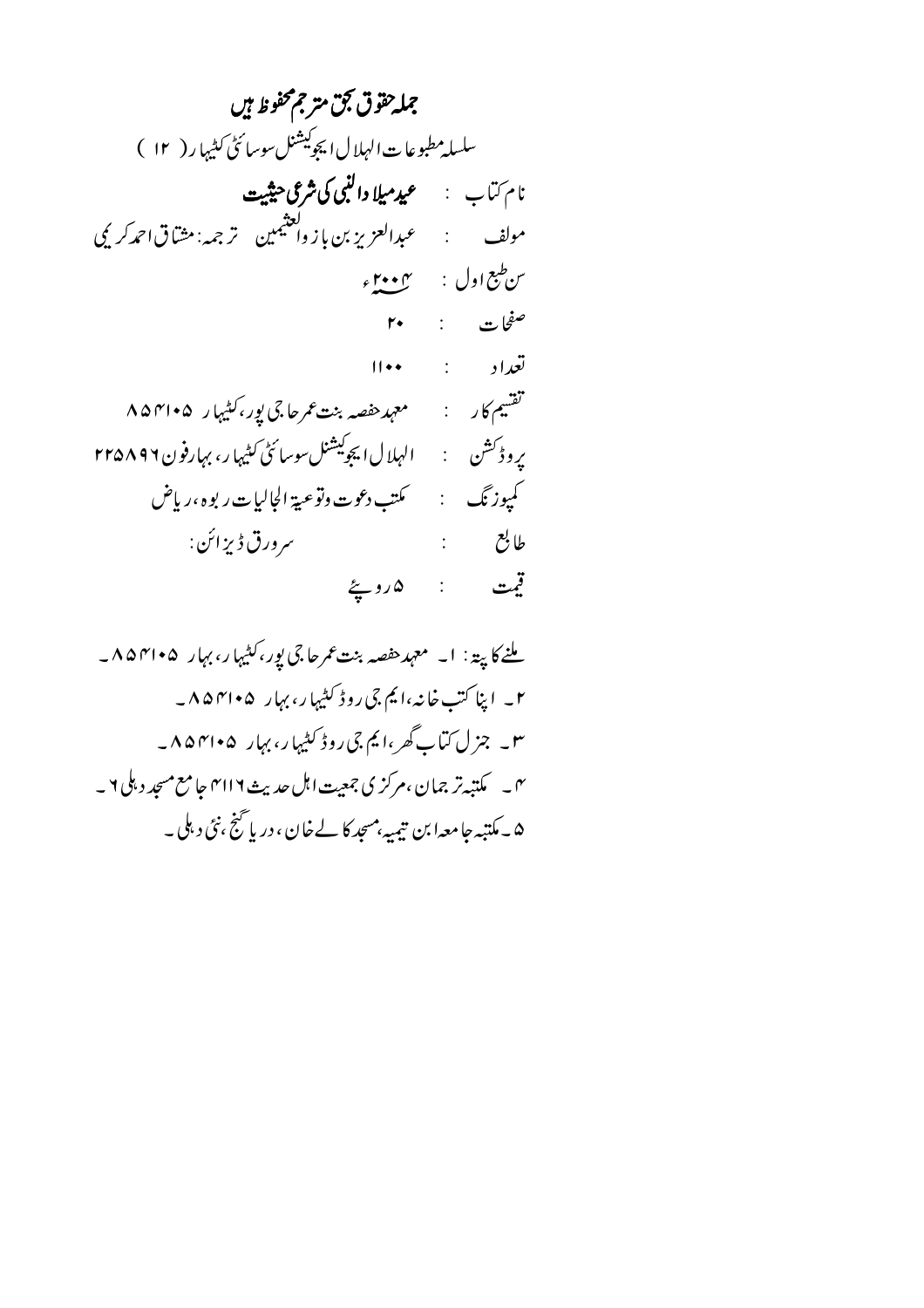# جملہ حقوق بحق مترجم محفوظ ہیں

سلسلہ مطبوعات الہلال ایجوکیشنل سوسائٹی کٹیہار ( ۱۲ )

نام کتاب : **عید میلاد النبی کی شرعی حیثیت**

مولف : عبدالعزیز بن باز والعثیمین ترجمہ: مشتاق احمد کریمی

سن طبع اول : ۲۰۰۴ء

صفحات : ۲۰

تعداد : ۱۱۰۰

تقسیم کار : معہد حفصہ بنت عمر حاجی پور، کٹیہار ۸۵۴۱۰۵

پروڈکشن : الہلال ایجوکیشنل سوسائٹی کٹیہار، بہار فون ۲۲۵۸۹۶

کمپوزنگ : مکتب دعوت وتوعیۃ الجالیات ربوہ، ریاض

طابع : سرورق ڈیزائن:

قیمت : ۵ روپے

ملنے کا پتہ: ۱۔ معہد حفصہ بنت عمر حاجی پور، کٹیہار، بہار ۸۵۴۱۰۵۔

۲۔ اپنا کتب خانہ، ایم جی روڈ کٹیہار، بہار ۸۵۴۱۰۵۔

۳۔ جنرل کتاب گھر، ایم جی روڈ کٹیہار، بہار ۸۵۴۱۰۵۔

۴۔ مکتبہ ترجمان، مرکزی جمعیت اہل حدیث ۴۱۱۶ جامع مسجد دہلی ۶۔

۵۔ مکتبہ جامعہ ابن تیمیہ، مسجد کالے خان، دریا گنج، نئی دہلی۔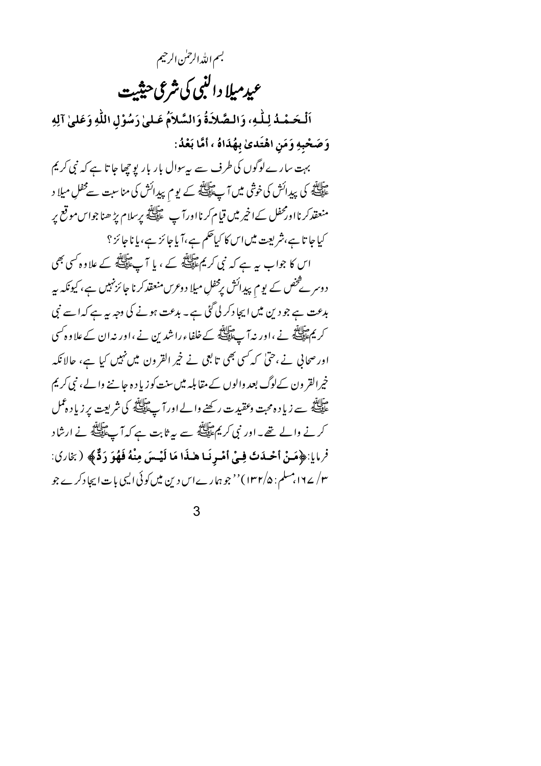بسم اللہ الرحمٰن الرحیم

# عید میلاد النبی کی شرعی حیثیت

**اَلْحَمْدُ لِلّٰہِ، وَالصَّلاَۃُ وَالسَّلاَمُ عَلیٰ رَسُوْلِ اللّٰہِ وَعَلیٰ آلِہِ وَصَحْبِہِ وَمَنِ اھْتَدیٰ بِھُدَاہُ ، أَمَّا بَعْدُ:**

بہت سارے لوگوں کی طرف سے یہ سوال بار بار پوچھا جاتا ہے کہ نبی کریم ﷺ کی پیدائش کی خوشی میں آپ ﷺ کے یومِ پیدائش کی مناسبت سے محفلِ میلاد منعقد کرنا اور محفل کے اخیر میں قیام کرنا اور آپ ﷺ پر سلام پڑھنا جو اس موقع پر کیا جاتا ہے، شریعت میں اس کا کیا حکم ہے، آیا جائز ہے، یا ناجائز؟

اس کا جواب یہ ہے کہ نبی کریم ﷺ کے، یا آپ ﷺ کے علاوہ کسی بھی دوسرے شخص کے یومِ پیدائش پر محفلِ میلاد وعرس منعقد کرنا جائز نہیں ہے، کیونکہ یہ بدعت ہے جو دین میں ایجاد کر لی گئی ہے۔ بدعت ہونے کی وجہ یہ ہے کہ اسے نبی کریم ﷺ نے، اور نہ آپ ﷺ کے خلفاء راشدین نے، اور نہ ان کے علاوہ کسی اور صحابی نے، حتیٰ کہ کسی بھی تابعی نے خیر القرون میں نہیں کیا ہے، حالانکہ خیر القرون کے لوگ بعد والوں کے مقابلہ میں سنت کو زیادہ جاننے والے، نبی کریم ﷺ سے زیادہ محبت وعقیدت رکھنے والے اور آپ ﷺ کی شریعت پر زیادہ عمل کرنے والے تھے۔ اور نبی کریم ﷺ سے یہ ثابت ہے کہ آپ ﷺ نے ارشاد فرمایا: ﴿**مَنْ أَحْدَثَ فِيْ أَمْرِنَا ھٰذَا مَا لَیْسَ مِنْهُ فَهُوَ رَدٌّ**﴾ (بخاری: ۳/ ۱۶۷، مسلم: ۱۳۲/۵) ''جو ہمارے اس دین میں کوئی ایسی بات ایجاد کرے جو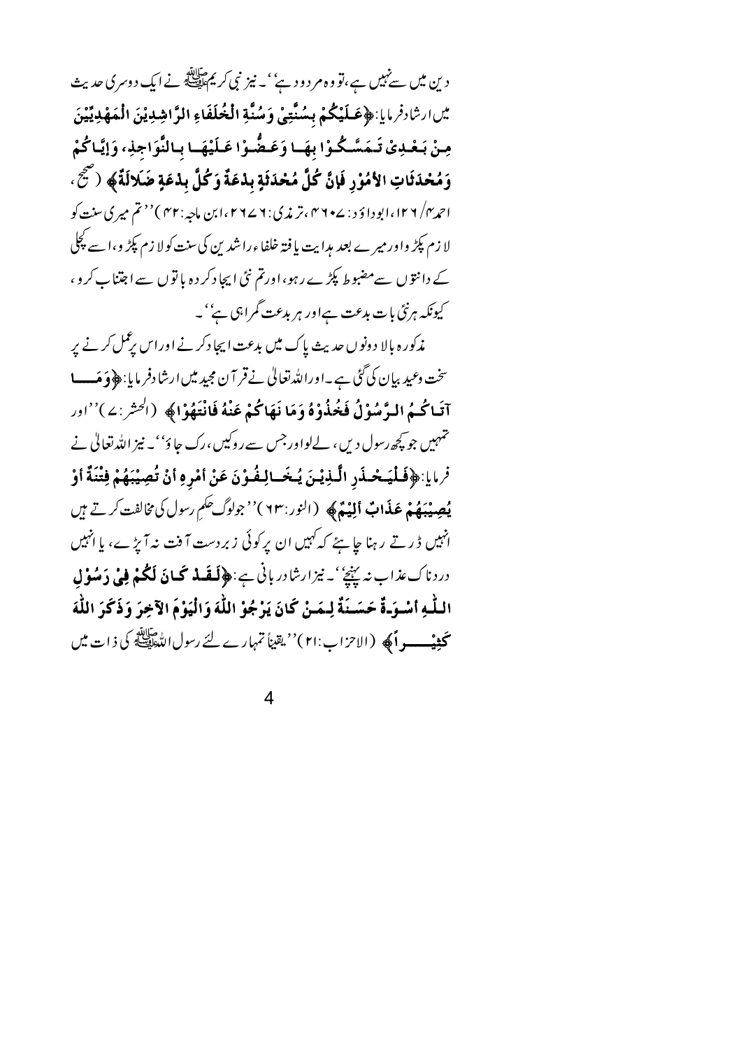دین میں سے نہیں ہے، تو وہ مردود ہے'' ۔ نیز نبی کریم ﷺ نے ایک دوسری حدیث میں ارشادفرمایا: ﴿**عَلَيْكُمْ بِسُنَّتِيْ وَسُنَّةِ الْخُلَفَاءِ الرَّاشِدِيْنَ الْمَهْدِيِّيْنَ مِنْ بَعْدِيْ تَمَسَّكُوْا بِهَا وَعَضُّوْا عَلَيْهَا بِالنَّوَاجِذِ، وَإِيَّاكُمْ وَمُحْدَثَاتِ الأُمُوْرِ فَإِنَّ كُلَّ مُحْدَثَةٍ بِدْعَةٌ وَكُلَّ بِدْعَةٍ ضَلَالَةٌ**﴾ (صحیح، احمد۴/ ۱۲۶، ابوداؤد: ۴۶۰۷، ترمذی: ۲۶۷۶، ابن ماجہ: ۴۲) ''تم میری سنت کو لازم پکڑو اور میرے بعد ہدایت یافتہ خلفاء راشدین کی سنت کو لازم پکڑو، اسے کچلی کے دانتوں سے مضبوط پکڑے رہو، اور تم نئی ایجاد کردہ باتوں سے اجتناب کرو، کیونکہ ہر نئی بات بدعت ہے اور ہر بدعت گمراہی ہے''۔

مذکورہ بالا دونوں حدیث پاک میں بدعت ایجاد کرنے اور اس پر عمل کرنے پر سخت وعید بیان کی گئی ہے۔ اور اللہ تعالیٰ نے قرآن مجید میں ارشادفرمایا: ﴿**وَمَا آتَاكُمُ الرَّسُوْلُ فَخُذُوْهُ وَمَا نَهَاكُمْ عَنْهُ فَانْتَهُوْا**﴾ (الحشر: ۷) ''اور تمہیں جو کچھ رسول دیں، لے لو اور جس سے روکیں، رک جاؤ''۔ نیز اللہ تعالیٰ نے فرمایا: ﴿**فَلْيَحْذَرِ الَّذِيْنَ يُخَالِفُوْنَ عَنْ أَمْرِهِ أَنْ تُصِيْبَهُمْ فِتْنَةٌ أَوْ يُصِيْبَهُمْ عَذَابٌ أَلِيْمٌ**﴾ (النور: ۶۳) ''جو لوگ حکم رسول کی مخالفت کرتے ہیں انہیں ڈرتے رہنا چاہئے کہ کہیں ان پر کوئی زبردست آفت نہ آ پڑے، یا انہیں دردناک عذاب نہ پہنچے''۔ نیز ارشاد ربانی ہے: ﴿**لَقَدْ كَانَ لَكُمْ فِيْ رَسُوْلِ اللّٰهِ أُسْوَةٌ حَسَنَةٌ لِمَنْ كَانَ يَرْجُوْ اللّٰهَ وَالْيَوْمَ الآخِرَ وَذَكَرَ اللّٰهَ كَثِيْرًا**﴾ (الاحزاب: ۲۱) ''یقیناً تمہارے لئے رسول اللہ ﷺ کی ذات میں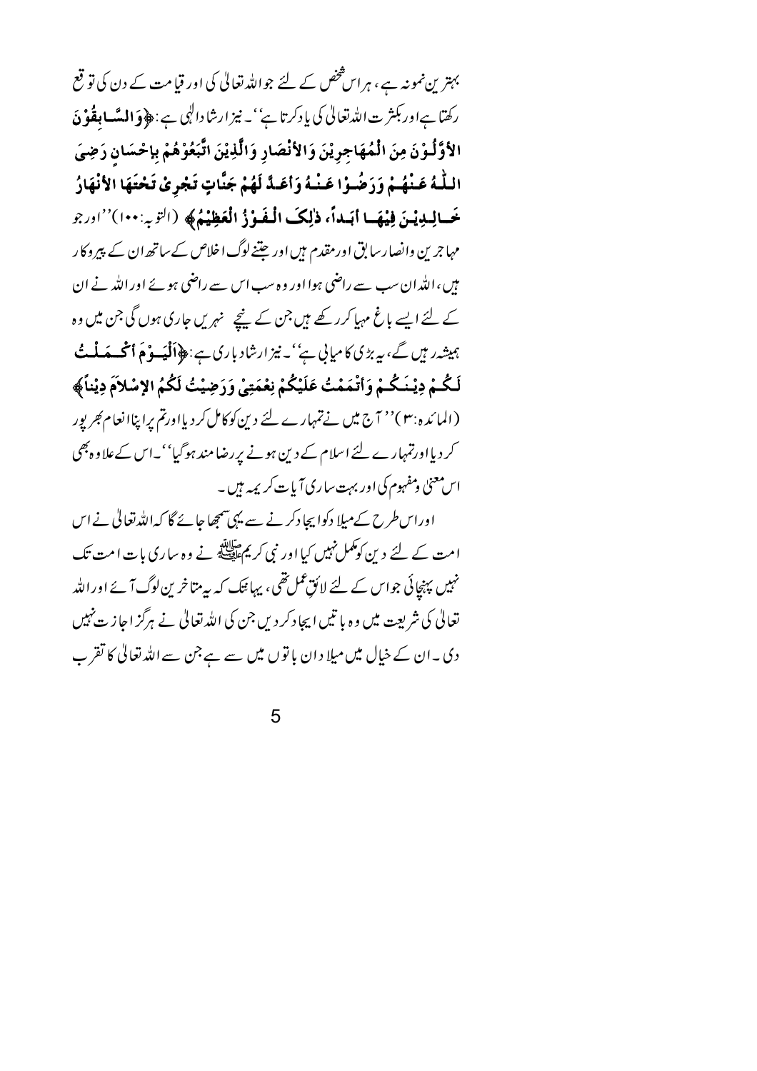بہترین نمونہ ہے، ہراس شخص کے لئے جو اللہ تعالیٰ کی اور قیامت کے دن کی توقع رکھتا ہے اور بکثرت اللہ تعالیٰ کی یاد کرتا ہے''۔ نیز ارشاد الٰہی ہے: ﴿**وَالسَّابِقُوْنَ الأَوَّلُوْنَ مِنَ الْمُهَاجِرِيْنَ وَالأَنْصَارِ وَالَّذِيْنَ اتَّبَعُوْهُمْ بِإِحْسَانٍ رَضِيَ اللّٰهُ عَنْهُمْ وَرَضُوْا عَنْهُ وَأَعَدَّ لَهُمْ جَنَّاتٍ تَجْرِيْ تَحْتَهَا الأَنْهَارُ خَالِدِيْنَ فِيْهَا أَبَداً، ذٰلِكَ الْفَوْزُ الْعَظِيْمُ**﴾ (التوبہ:۱۰۰)''اور جو مہاجرین وانصار سابق اور مقدم ہیں اور جتنے لوگ اخلاص کے ساتھ ان کے پیروکار ہیں، اللہ ان سب سے راضی ہوا اور وہ سب اس سے راضی ہوئے اور اللہ نے ان کے لئے ایسے باغ مہیا کر رکھے ہیں جن کے نیچے نہریں جاری ہوں گی جن میں وہ ہمیشہ رہیں گے، یہ بڑی کامیابی ہے''۔ نیز ارشاد باری ہے: ﴿**اَلْيَوْمَ أَكْمَلْتُ لَكُمْ دِيْنَكُمْ وَأَتْمَمْتُ عَلَيْكُمْ نِعْمَتِيْ وَرَضِيْتُ لَكُمُ الإِسْلاَمَ دِيْناً**﴾ (المائدہ:۳)''آج میں نے تمہارے لئے دین کو کامل کر دیا اور تم پر اپنا انعام بھرپور کر دیا اور تمہارے لئے اسلام کے دین ہونے پر رضامند ہو گیا''۔ اس کے علاوہ بھی اس معنیٰ ومفہوم کی اور بہت ساری آیات کریمہ ہیں۔

اور اس طرح کے میلاد کو ایجاد کرنے سے یہی سمجھا جائے گا کہ اللہ تعالیٰ نے اس امت کے لئے دین کو مکمل نہیں کیا اور نبی کریم ﷺ نے وہ ساری بات امت تک نہیں پہنچائی جو اس کے لئے لائق عمل تھی، یہاں تک کہ یہ متاخرین لوگ آئے اور اللہ تعالیٰ کی شریعت میں وہ باتیں ایجاد کر دیں جن کی اللہ تعالیٰ نے ہرگز اجازت نہیں دی۔ ان کے خیال میں میلاد ان باتوں میں سے ہے جن سے اللہ تعالیٰ کا تقرب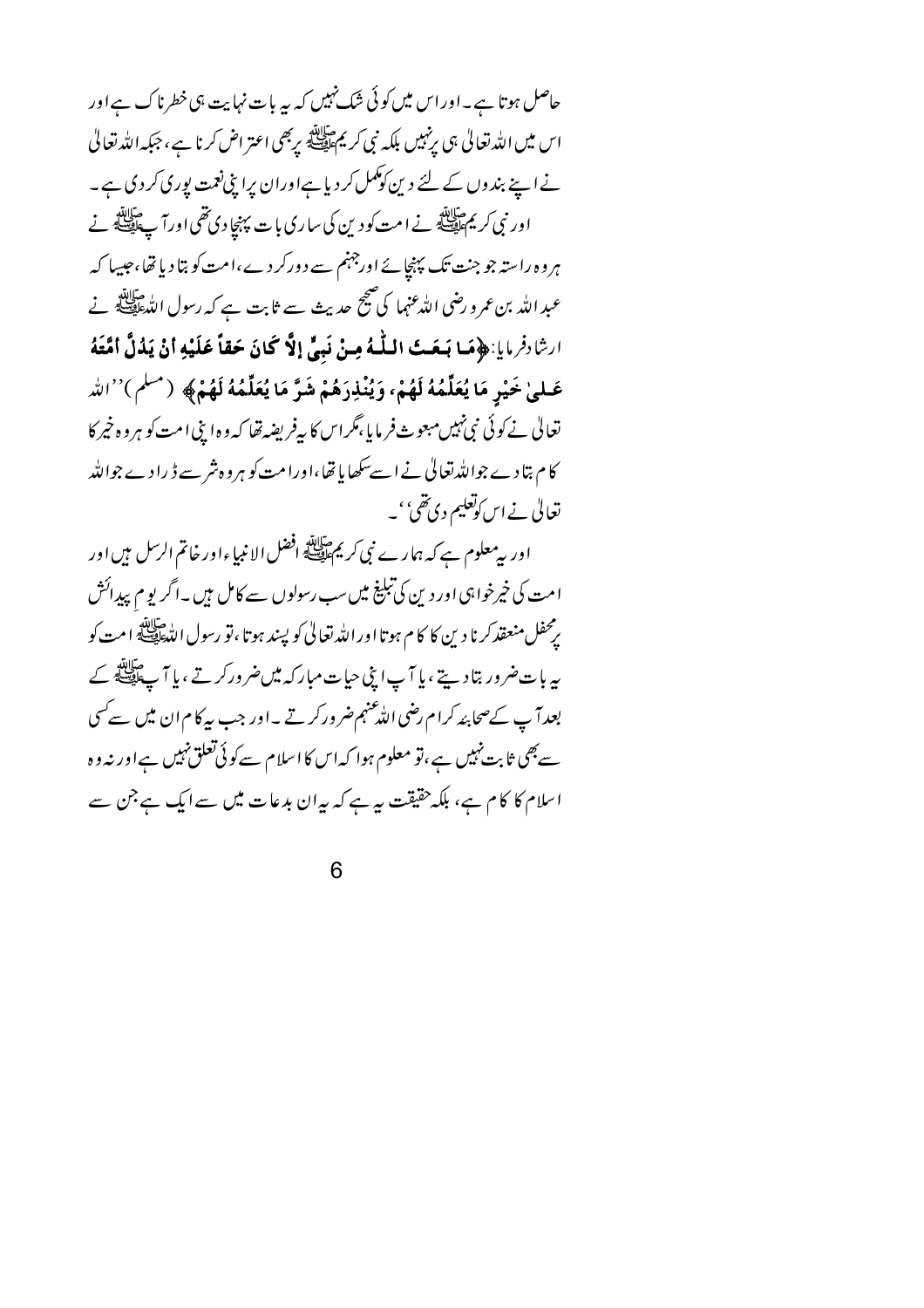حاصل ہوتا ہے۔ اور اس میں کوئی شک نہیں کہ یہ بات نہایت ہی خطرناک ہے اور اس میں اللہ تعالیٰ ہی پر نہیں بلکہ نبی کریم ﷺ پر بھی اعتراض کرنا ہے، جبکہ اللہ تعالیٰ نے اپنے بندوں کے لئے دین کو مکمل کر دیا ہے اور ان پر اپنی نعمت پوری کر دی ہے۔

اور نبی کریم ﷺ نے امت کو دین کی ساری بات پہنچا دی تھی اور آپ ﷺ نے ہر وہ راستہ جو جنت تک پہنچائے اور جہنم سے دور کر دے، امت کو بتا دیا تھا، جیسا کہ عبداللہ بن عمرو رضی اللہ عنہما کی صحیح حدیث سے ثابت ہے کہ رسول اللہ ﷺ نے ارشاد فرمایا: **﴿مَا بَعَثَ اللّٰهُ مِنْ نَبِيٍّ إِلَّا كَانَ حَقاً عَلَيْهِ أَنْ يَدُلَّ أُمَّتَهُ عَلىٰ خَيْرِ مَا يُعَلِّمُهُ لَهُمْ، وَيُنْذِرَهُمْ شَرَّ مَا يُعَلِّمُهُ لَهُمْ﴾** (مسلم) ''اللہ تعالیٰ نے کوئی نبی نہیں مبعوث فرمایا، مگر اس کا یہ فریضہ تھا کہ وہ اپنی امت کو ہر وہ خیر کا کام بتا دے جو اللہ تعالیٰ نے اسے سکھایا تھا، اور امت کو ہر وہ شر سے ڈرا دے جو اللہ تعالیٰ نے اس کو تعلیم دی تھی''۔

اور یہ معلوم ہے کہ ہمارے نبی کریم ﷺ افضل الانبیاء اور خاتم الرسل ہیں اور امت کی خیر خواہی اور دین کی تبلیغ میں سب رسولوں سے کامل ہیں۔ اگر یوم پیدائش پر محفل منعقد کرنا دین کا کام ہوتا اور اللہ تعالیٰ کو پسند ہوتا، تو رسول اللہ ﷺ امت کو یہ بات ضرور بتا دیتے، یا آپ اپنی حیات مبارکہ میں ضرور کرتے، یا آپ ﷺ کے بعد آپ کے صحابۂ کرام رضی اللہ عنہم ضرور کرتے۔ اور جب یہ کام ان میں سے کسی سے بھی ثابت نہیں ہے، تو معلوم ہوا کہ اس کا اسلام سے کوئی تعلق نہیں ہے اور نہ وہ اسلام کا کام ہے، بلکہ حقیقت یہ ہے کہ یہ ان بدعات میں سے ایک ہے جن سے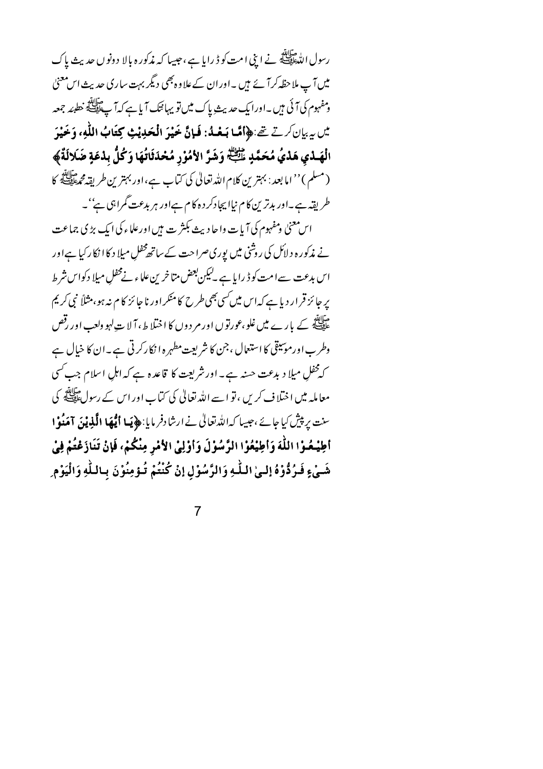رسول اللہ ﷺ نے اپنی امت کو ڈرایا ہے، جیسا کہ مذکورہ بالا دونوں حدیث پاک میں آپ ملاحظہ کرآئے ہیں۔ اور ان کے علاوہ بھی دیگر بہت ساری حدیث اس معنیٰ ومفہوم کی آئی ہیں۔ اور ایک حدیثِ پاک میں تو یہاں تک آیا ہے کہ آپ ﷺ خطبہ جمعہ میں یہ بیان کرتے تھے: ﴿**أَمَّا بَعْدُ: فَإِنَّ خَيْرَ الْحَدِيْثِ كِتَابُ اللّٰهِ، وَخَيْرَ الْهَدْيِ هَدْيُ مُحَمَّدٍ ﷺ وَشَرَّ الأُمُوْرِ مُحْدَثَاتُهَا وَكُلُّ بِدْعَةٍ ضَلَالَةٌ**﴾ (مسلم) ''اما بعد: بہترین کلام اللہ تعالیٰ کی کتاب ہے، اور بہترین طریقہ محمد ﷺ کا طریقہ ہے۔ اور بدترین کام نیا ایجاد کردہ کام ہے اور ہر بدعت گمراہی ہے''۔

اس معنیٰ ومفہوم کی آیات واحادیث بکثرت ہیں اور علماء کی ایک بڑی جماعت نے مذکورہ دلائل کی روشنی میں پوری صراحت کے ساتھ محفلِ میلاد کا انکار کیا ہے اور اس بدعت سے امت کو ڈرایا ہے۔ لیکن بعض متاخرین علماء نے محفلِ میلاد کو اس شرط پر جائز قرار دیا ہے کہ اس میں کسی بھی طرح کا منکر اور ناجائز کام نہ ہو، مثلاً نبی کریم ﷺ کے بارے میں غلو، عورتوں اور مردوں کا اختلاط، آلاتِ لہو ولعب اور رقص وطرب اور موسیقی کا استعمال، جن کا شریعت مطہرہ انکار کرتی ہے۔ ان کا خیال ہے کہ محفلِ میلاد بدعت حسنہ ہے۔ اور شریعت کا قاعدہ ہے کہ اہلِ اسلام جب کسی معاملہ میں اختلاف کریں، تو اسے اللہ تعالیٰ کی کتاب اور اس کے رسول ﷺ کی سنت پر پیش کیا جائے، جیسا کہ اللہ تعالیٰ نے ارشاد فرمایا: ﴿**يَا أَيُّهَا الَّذِيْنَ آمَنُوْا أَطِيْعُوْا اللّٰهَ وَأَطِيْعُوْا الرَّسُوْلَ وَأُوْلِي الأَمْرِ مِنْكُمْ، فَإِنْ تَنَازَعْتُمْ فِيْ شَيْءٍ فَرُدُّوْهُ إِلَى اللّٰهِ وَالرَّسُوْلِ إِنْ كُنْتُمْ تُؤْمِنُوْنَ بِاللّٰهِ وَالْيَوْمِ**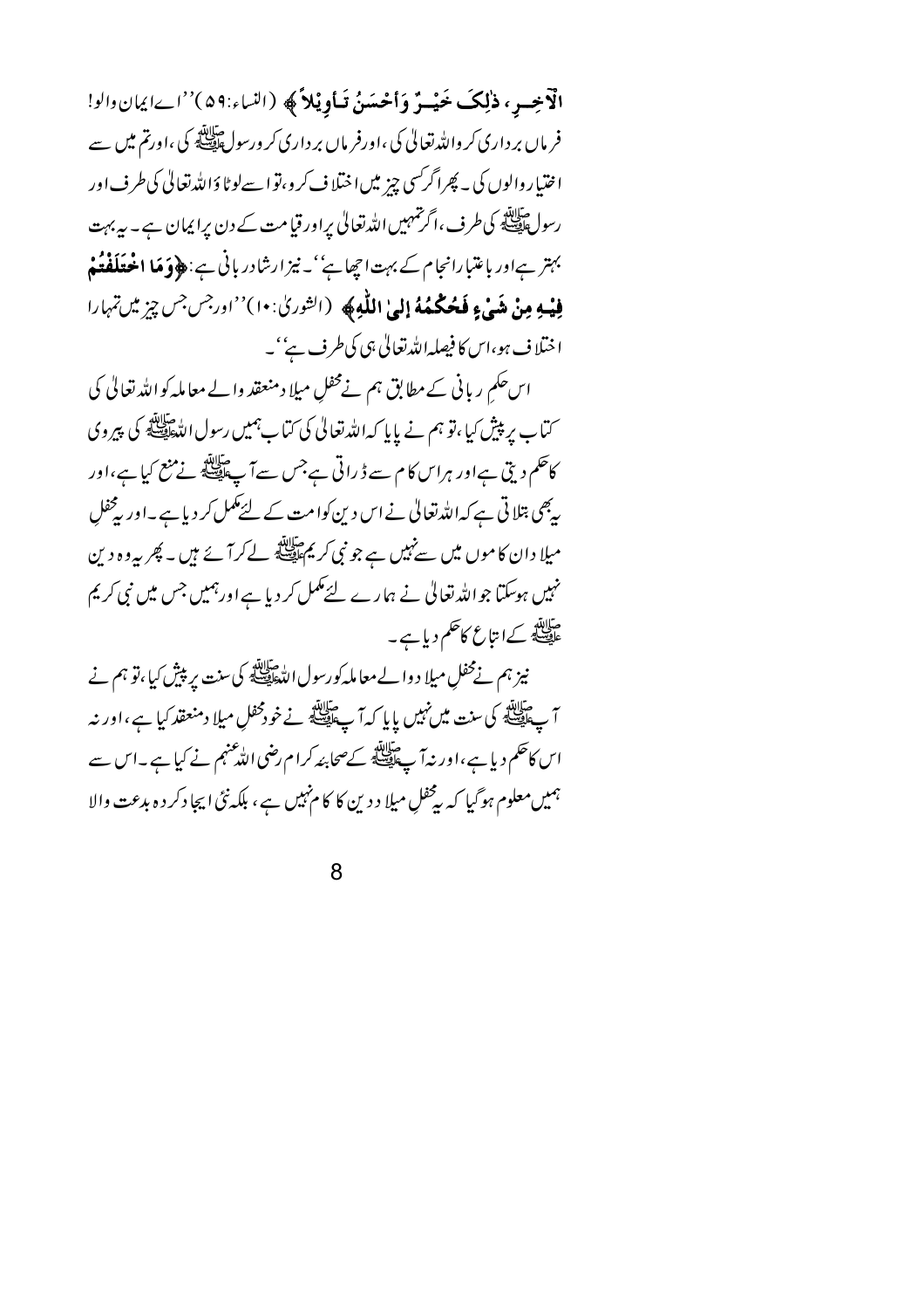**الْآخِرِ، ذٰلِكَ خَيْرٌ وَأَحْسَنُ تَأْوِيْلاً** ﴾ (النساء:۵۹)''اے ایمان والو! فرماں برداری کرو اللہ تعالیٰ کی، اور فرماں برداری کرو رسول ﷺ کی، اور تم میں سے اختیار والوں کی۔ پھر اگر کسی چیز میں اختلاف کرو، تو اسے لوٹاؤ اللہ تعالیٰ کی طرف اور رسول ﷺ کی طرف، اگر تمہیں اللہ تعالیٰ پر اور قیامت کے دن پر ایمان ہے۔ یہ بہت بہتر ہے اور باعتبار انجام کے بہت اچھا ہے''۔ نیز ارشاد ربانی ہے: ﴿**وَمَا اخْتَلَفْتُمْ فِيْهِ مِنْ شَيْءٍ فَحُكْمُهُ إِلَى اللّٰهِ**﴾ (الشوریٰ:۱۰)''اور جس جس چیز میں تمہارا اختلاف ہو، اس کا فیصلہ اللہ تعالیٰ ہی کی طرف ہے''۔

اس حکم ربانی کے مطابق ہم نے محفلِ میلاد منعقد والے معاملہ کو اللہ تعالیٰ کی کتاب پر پیش کیا، تو ہم نے پایا کہ اللہ تعالیٰ کی کتاب ہمیں رسول اللہ ﷺ کی پیروی کا حکم دیتی ہے اور ہر اس کام سے ڈراتی ہے جس سے آپ ﷺ نے منع کیا ہے، اور یہ بھی بتلاتی ہے کہ اللہ تعالیٰ نے اس دین کو امت کے لئے مکمل کر دیا ہے۔ اور یہ محفلِ میلاد ان کاموں میں سے نہیں ہے جو نبی کریم ﷺ لے کر آئے ہیں۔ پھر یہ وہ دین نہیں ہوسکتا جو اللہ تعالیٰ نے ہمارے لئے مکمل کر دیا ہے اور ہمیں جس میں نبی کریم ﷺ کے اتباع کا حکم دیا ہے۔

نیز ہم نے محفلِ میلاد والے معاملہ کو رسول اللہ ﷺ کی سنت پر پیش کیا، تو ہم نے آپ ﷺ کی سنت میں نہیں پایا کہ آپ ﷺ نے خود محفلِ میلاد منعقد کیا ہے، اور نہ اس کا حکم دیا ہے، اور نہ آپ ﷺ کے صحابہ کرام رضی اللہ عنہم نے کیا ہے۔ اس سے ہمیں معلوم ہوگیا کہ یہ محفلِ میلاد دین کا کام نہیں ہے، بلکہ نئی ایجاد کردہ بدعت والا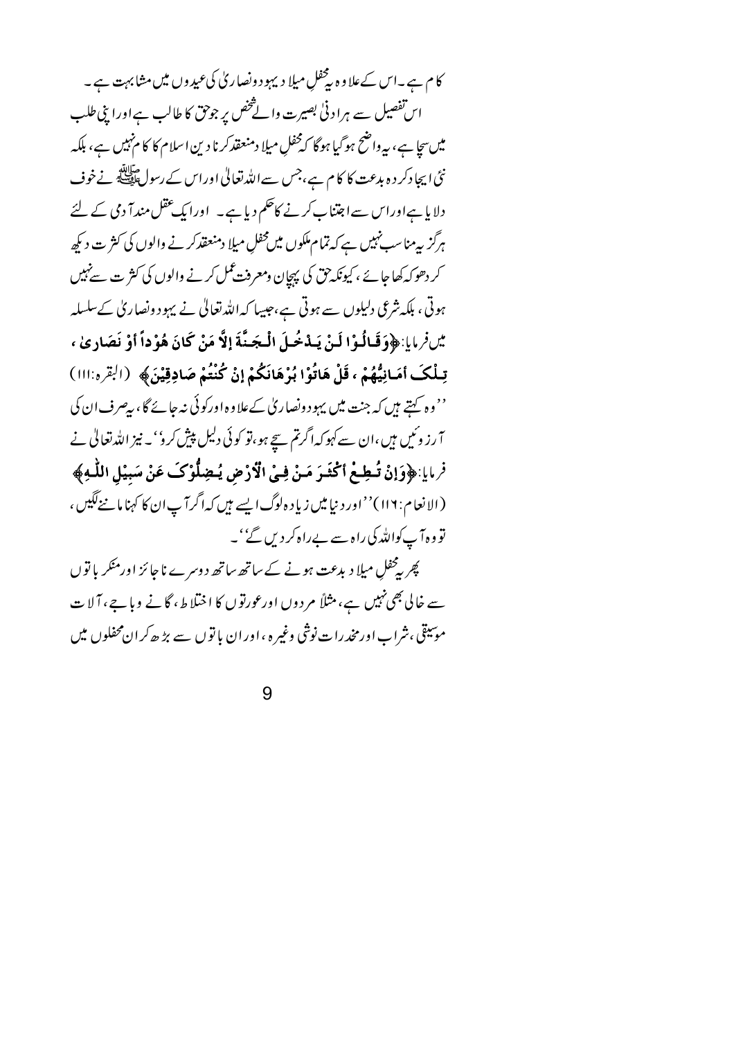کام ہے ۔اس کے علاوہ یہ محفلِ میلا د یہود ونصاریٰ کی عیدوں میں مشابہت ہے ۔

اس تفصیل سے ہرادنیٰ بصیرت والے شخص پر جوحق کا طالب ہےاوراپنی طلب میں سچا ہے، یہ واضح ہوگیا ہوگا کہ محفلِ میلا دمنعقدکرنا دینِ اسلام کا کام نہیں ہے، بلکہ نئی ایجادکردہ بدعت کا کام ہے،جس سے اللہ تعالیٰ اوراس کے رسول ﷺ نے خوف دلایا ہےاوراس سے اجتناب کرنے کاحکم دیا ہے۔ اورایک عقل مندآدمی کے لئے ہرگز یہ مناسب نہیں ہے کہ تمام ملکوں میں محفلِ میلا دمنعقدکرنے والوں کی کثرت دیکھ کر دھوکہ کھا جائے ، کیونکہ حق کی پہچان ومعرفت عمل کرنے والوں کی کثرت سے نہیں ہوتی ، بلکہ شرعی دلیلوں سے ہوتی ہے،جیسا کہ اللہ تعالیٰ نے یہود ونصاریٰ کے سلسلہ میں فرمایا:﴿وَقَالُوْا لَنْ يَدْخُلَ الْجَنَّةَ إِلَّا مَنْ كَانَ هُوْداً أَوْ نَصَارىٰ ، تِلْكَ أَمَانِيُّهُمْ ، قُلْ هَاتُوْا بُرْهَانَكُمْ إِنْ كُنْتُمْ صَادِقِيْنَ﴾ (البقرہ:۱۱۱) ’’وہ کہتے ہیں کہ جنت میں یہود ونصاریٰ کے علاوہ اورکوئی نہ جائے گا،یہ صرف ان کی آرزوئیں ہیں،ان سے کہوکہ اگرتم سچے ہو،تو کوئی دلیل پیش کرو‘‘۔ نیز اللہ تعالیٰ نے فرمایا:﴿وَإِنْ تُطِعْ أَكْثَرَ مَنْ فِيْ الْأَرْضِ يُضِلُّوْكَ عَنْ سَبِيْلِ اللّٰهِ﴾ (الانعام:۱۱۶)’’اوردنیا میں زیادہ لوگ ایسے ہیں کہ اگرآپ ان کا کہنا ماننے لگیں، تو وہ آپ کواللہ کی راہ سے بےراہ کردیں گے‘‘۔

پھر یہ محفلِ میلا د بدعت ہونے کے ساتھ ساتھ دوسرے ناجائز اورمنکر باتوں سے خالی بھی نہیں ہے، مثلاً مردوں اورعورتوں کا اختلاط، گانے وباجے، آلات موسیقی، شراب اورمخدرات نوشی وغیرہ، اوران باتوں سے بڑھ کران محفلوں میں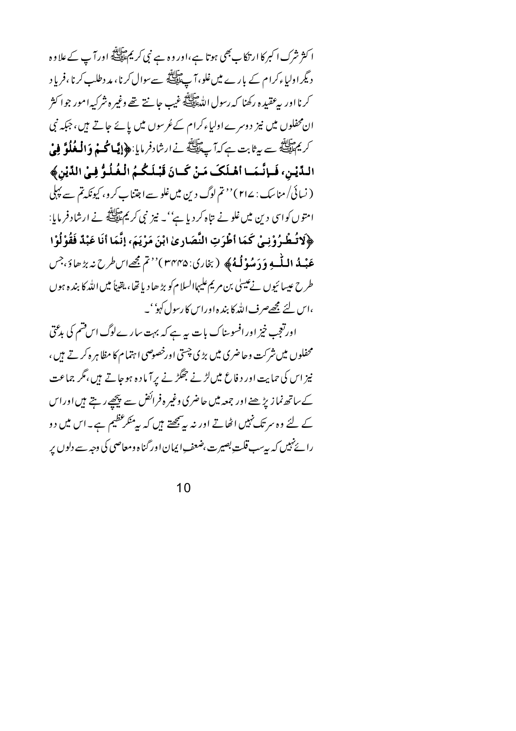اکثر شرک اکبر کا ارتکاب بھی ہوتا ہے، اور وہ ہے نبی کریم ﷺ اور آپ کے علاوہ دیگر اولیاء کرام کے بارے میں غلو، آپ ﷺ سے سوال کرنا، مدد طلب کرنا، فریاد کرنا اور یہ عقیدہ رکھنا کہ رسول اللہ ﷺ غیب جانتے تھے وغیرہ شرکیہ امور جو اکثر ان محفلوں میں نیز دوسرے اولیاء کرام کے عُرسوں میں پائے جاتے ہیں، جبکہ نبی کریم ﷺ سے یہ ثابت ہے کہ آپ ﷺ نے ارشادفرمایا: ﴿إِيَّاكُمْ وَالْغُلُوَّ فِيْ الدِّيْنِ، فَإِنَّمَا أَهْلَكَ مَنْ كَانَ قَبْلَكُمُ الْغُلُوُّ فِيْ الدِّيْنِ﴾ (نسائی/ مناسک: ۲۱۷) ''تم لوگ دین میں غلو سے اجتناب کرو، کیونکہ تم سے پہلی امتوں کو اسی دین میں غلو نے تباہ کر دیا ہے''۔ نیز نبی کریم ﷺ نے ارشاد فرمایا: ﴿لَا تُطْرُوْنِيْ كَمَا أَطْرَتِ النَّصَارىٰ ابْنَ مَرْيَمَ، إِنَّمَا أَنَا عَبْدٌ فَقُوْلُوْا عَبْدُ اللّٰهِ وَرَسُوْلُهُ﴾ (بخاری: ۳۴۴۵) ''تم مجھے اس طرح نہ بڑھاؤ، جس طرح عیسائیوں نے عیسیٰ بن مریم علیہا السلام کو بڑھا دیا تھا، یقیناً میں اللہ کا بندہ ہوں، اس لئے مجھے صرف اللہ کا بندہ اور اس کا رسول کہو''۔

اور تعجب خیز اور افسوسناک بات یہ ہے کہ بہت سارے لوگ اس قسم کی بدعتی محفلوں میں شرکت و حاضری میں بڑی چستی اور خصوصی اہتمام کا مظاہرہ کرتے ہیں، نیز اس کی حمایت اور دفاع میں لڑنے جھگڑنے پر آمادہ ہو جاتے ہیں، مگر جماعت کے ساتھ نماز پڑھنے اور جمعہ میں حاضری وغیرہ فرائض سے پیچھے رہتے ہیں اور اس کے لئے وہ سر تک نہیں اٹھاتے اور نہ یہ سمجھتے ہیں کہ یہ منکرِ عظیم ہے۔ اس میں دو رائے نہیں کہ یہ سب قلتِ بصیرت، ضعفِ ایمان اور گناہ و معاصی کی وجہ سے دلوں پر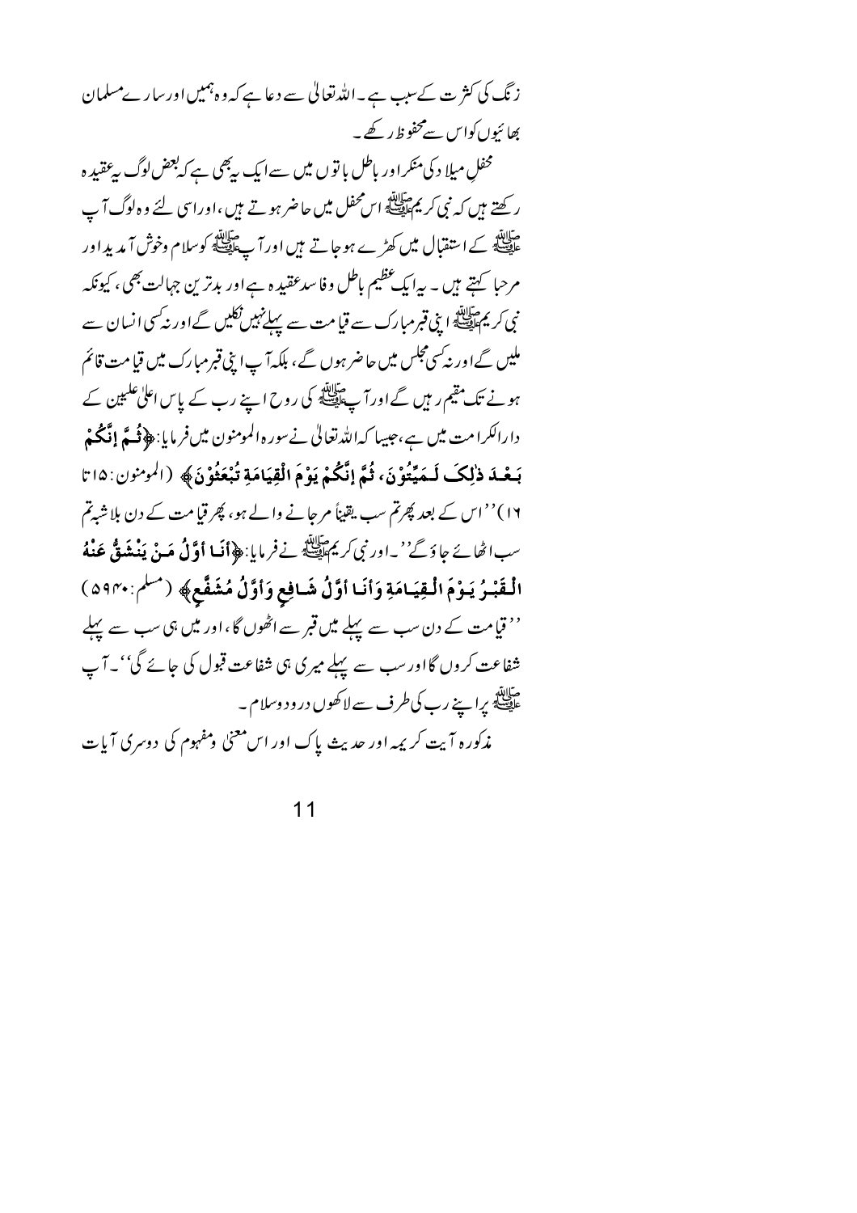زنگ کی کثرت کے سبب ہے۔ اللہ تعالیٰ سے دعا ہے کہ وہ ہمیں اور سارے مسلمان بھائیوں کو اس سے محفوظ رکھے۔

محفلِ میلاد کی منکر اور باطل باتوں میں سے ایک یہ بھی ہے کہ بعض لوگ یہ عقیدہ رکھتے ہیں کہ نبی کریم ﷺ اس محفل میں حاضر ہوتے ہیں، اور اسی لئے وہ لوگ آپ ﷺ کے استقبال میں کھڑے ہو جاتے ہیں اور آپ ﷺ کو سلام و خوش آمدید اور مرحبا کہتے ہیں۔ یہ ایک عظیم باطل و فاسد عقیدہ ہے اور بدترین جہالت بھی، کیونکہ نبی کریم ﷺ اپنی قبر مبارک سے قیامت سے پہلے نہیں نکلیں گے اور نہ کسی انسان سے ملیں گے اور نہ کسی مجلس میں حاضر ہوں گے، بلکہ آپ اپنی قبر مبارک میں قیامت قائم ہونے تک مقیم رہیں گے اور آپ ﷺ کی روح اپنے رب کے پاس اعلیٰ علیین کے دار الکرامت میں ہے، جیسا کہ اللہ تعالیٰ نے سورہ المومنون میں فرمایا: ﴿**ثُمَّ إِنَّكُمْ بَعْدَ ذٰلِكَ لَمَيِّتُوْنَ، ثُمَّ إِنَّكُمْ يَوْمَ الْقِيَامَةِ تُبْعَثُوْنَ**﴾ (المومنون: ۱۵ تا ۱۶) ''اس کے بعد پھر تم سب یقیناً مر جانے والے ہو، پھر قیامت کے دن بلا شبہ تم سب اٹھائے جاؤ گے''۔ اور نبی کریم ﷺ نے فرمایا: ﴿**أَنَا أَوَّلُ مَنْ يَنْشَقُّ عَنْهُ الْقَبْرُ يَوْمَ الْقِيَامَةِ وَأَنَا أَوَّلُ شَافِعٍ وَأَوَّلُ مُشَفَّعٍ**﴾ (مسلم: ۵۹۴۰) ''قیامت کے دن سب سے پہلے میں قبر سے اٹھوں گا، اور میں ہی سب سے پہلے شفاعت کروں گا اور سب سے پہلے میری ہی شفاعت قبول کی جائے گی''۔ آپ ﷺ پر اپنے رب کی طرف سے لاکھوں درود و سلام۔

مذکورہ آیت کریمہ اور حدیث پاک اور اس معنیٰ ومفہوم کی دوسری آیات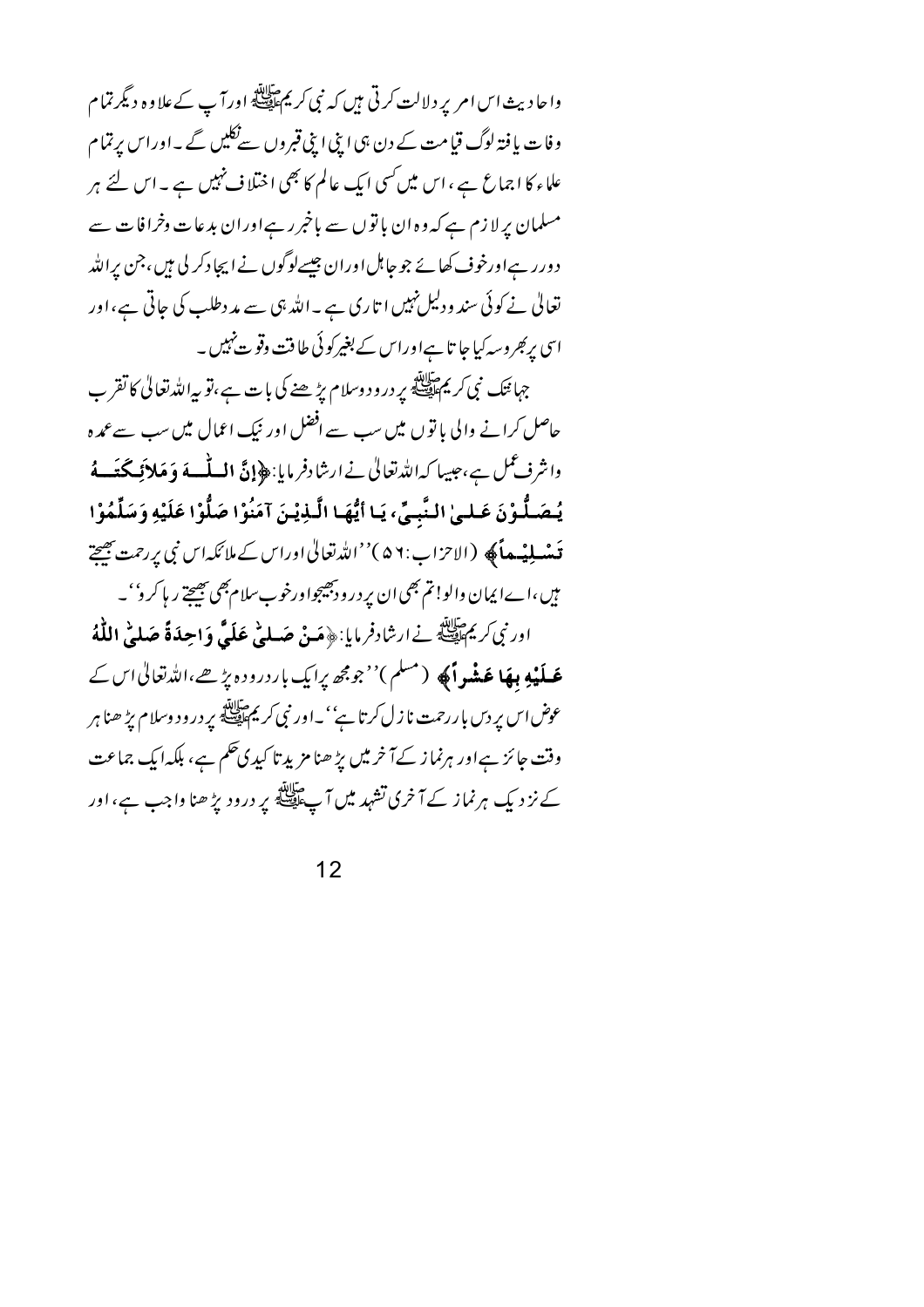واحادیث اس امر پر دلالت کرتی ہیں کہ نبی کریمﷺ اور آپ کے علاوہ دیگر تمام وفات یافتہ لوگ قیامت کے دن ہی اپنی اپنی قبروں سے نکلیں گے۔ اور اس پر تمام علماء کا اجماع ہے، اس میں کسی ایک عالم کا بھی اختلاف نہیں ہے۔ اس لئے ہر مسلمان پر لازم ہے کہ وہ ان باتوں سے باخبر رہے اور ان بدعات وخرافات سے دور رہے اور خوف کھائے جو جاہل اور ان جیسے لوگوں نے ایجاد کر لی ہیں، جن پر اللہ تعالیٰ نے کوئی سند و دلیل نہیں اتاری ہے۔ اللہ ہی سے مدد طلب کی جاتی ہے، اور اسی پر بھروسہ کیا جاتا ہے اور اس کے بغیر کوئی طاقت وقوت نہیں۔

جہاں تک نبی کریمﷺ پر درود وسلام پڑھنے کی بات ہے، تو یہ اللہ تعالیٰ کا تقرب حاصل کرانے والی باتوں میں سب سے افضل اور نیک اعمال میں سب سے عمدہ واشرف عمل ہے، جیسا کہ اللہ تعالیٰ نے ارشاد فرمایا: ﴿**إِنَّ اللّٰـهَ وَمَلاَئِكَتَهُ يُصَلُّوْنَ عَلىٰ النَّبِيِّ، يَا أَيُّهَا الَّذِيْنَ آمَنُوْا صَلُّوْا عَلَيْهِ وَسَلِّمُوْا تَسْلِيْماً**﴾ (الاحزاب: ٥٦) ''اللہ تعالیٰ اور اس کے ملائکہ اس نبی پر رحمت بھیجتے ہیں، اے ایمان والو! تم بھی ان پر درود بھیجو اور خوب سلام بھی بھیجتے رہا کرو''۔

اور نبی کریمﷺ نے ارشاد فرمایا: ﴿**مَنْ صَلىّٰ عَلَيَّ وَاحِدَةً صَلىّٰ اللّٰهُ عَلَيْهِ بِهَا عَشْراً**﴾ (مسلم) ''جو مجھ پر ایک بار درود پڑھے، اللہ تعالیٰ اس کے عوض اس پر دس بار رحمت نازل کرتا ہے''۔ اور نبی کریمﷺ پر درود وسلام پڑھنا ہر وقت جائز ہے اور ہر نماز کے آخر میں پڑھنا مزید تاکیدی حکم ہے، بلکہ ایک جماعت کے نزدیک ہر نماز کے آخری تشہد میں آپﷺ پر درود پڑھنا واجب ہے، اور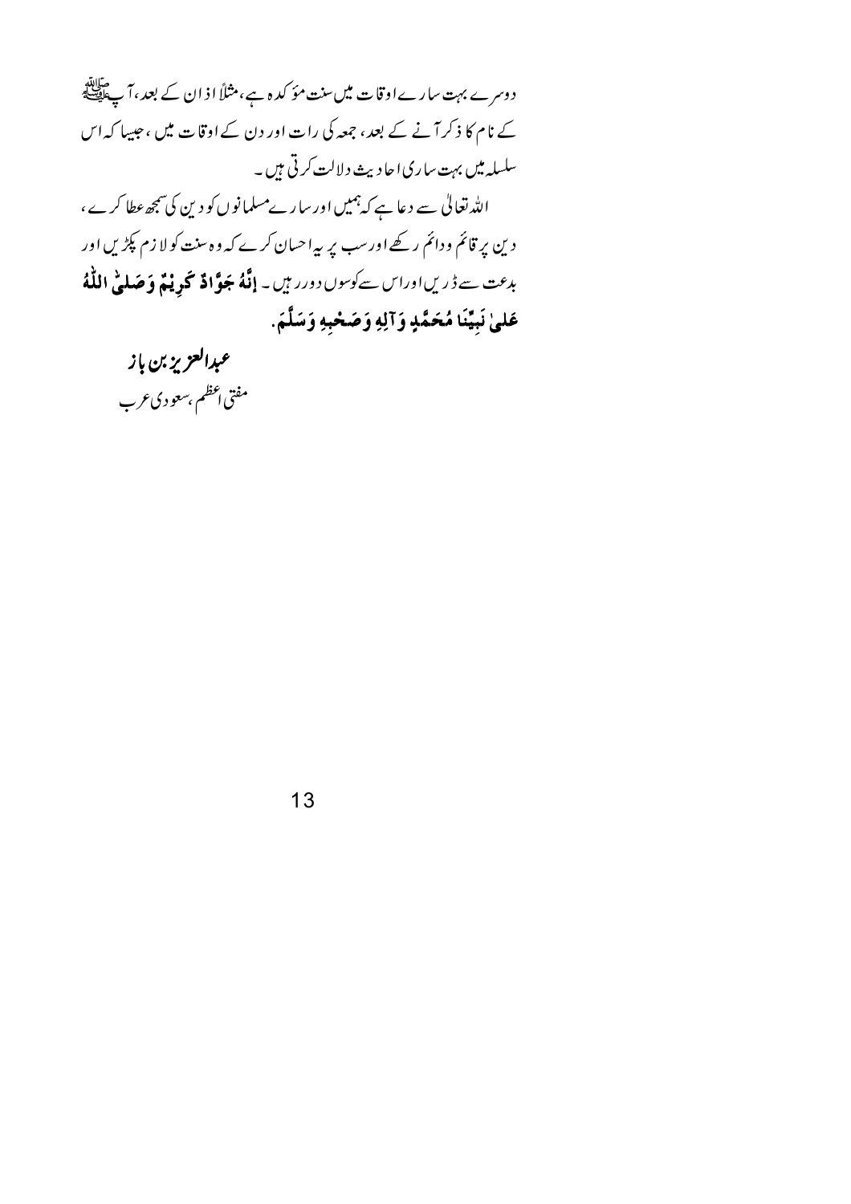دوسرے بہت سارے اوقات میں سنت مؤکدہ ہے، مثلاً اذان کے بعد، آپ ﷺ کے نام کا ذکر آنے کے بعد، جمعہ کی رات اور دن کے اوقات میں، جیسا کہ اس سلسلہ میں بہت ساری احادیث دلالت کرتی ہیں۔

اللہ تعالیٰ سے دعا ہے کہ ہمیں اور سارے مسلمانوں کو دین کی سمجھ عطا کرے، دین پر قائم و دائم رکھے اور سب پر یہ احسان کرے کہ وہ سنت کو لازم پکڑیں اور بدعت سے ڈریں اور اس سے کوسوں دور رہیں۔ **إِنَّهُ جَوَّادٌ كَرِيمٌ وَصَلَّى اللّٰهُ عَلٰى نَبِيِّنَا مُحَمَّدٍ وَآلِهِ وَصَحْبِهِ وَسَلَّمَ.**

**عبدالعزیز بن باز**

مفتی اعظم، سعودی عرب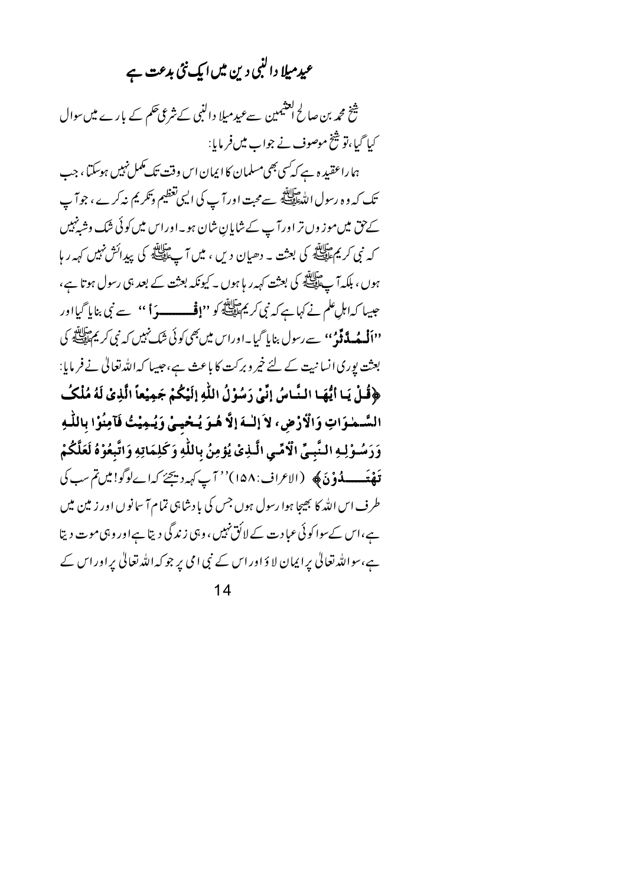# عیدمیلا دالنبی دین میں ایک نئی بدعت ہے

شیخ محمد بن صالح العثیمین سے عیدمیلا دالنبی کے شرعی حکم کے بارے میں سوال کیا گیا، تو شیخ موصوف نے جواب میں فرمایا:

ہمارا عقیدہ ہے کہ کسی بھی مسلمان کا ایمان اس وقت تک مکمل نہیں ہوسکتا، جب تک کہ وہ رسول اللہ ﷺ سے محبت اور آپ کی ایسی تعظیم وتکریم نہ کرے، جو آپ کے حق میں موزوں تر اور آپ کے شایان شان ہو۔ اور اس میں کوئی شک وشبہ نہیں کہ نبی کریم ﷺ کی بعثت ۔ دھیان دیں، میں آپ ﷺ کی پیدائش نہیں کہہ رہا ہوں، بلکہ آپ ﷺ کی بعثت کہہ رہا ہوں۔ کیونکہ بعثت کے بعد ہی رسول ہوتا ہے، جیسا کہ اہل علم نے کہا ہے کہ نبی کریم ﷺ کو "**إقْـــــرَأ**" سے نبی بنایا گیا اور "**اَلْـمُـدَّثِّرُ**" سے رسول بنایا گیا۔ اور اس میں بھی کوئی شک نہیں کہ نبی کریم ﷺ کی بعثت پوری انسانیت کے لئے خیر وبرکت کا باعث ہے، جیسا کہ اللہ تعالیٰ نے فرمایا: **﴿قُلْ يَا أَيُّهَا النَّاسُ إِنِّيْ رَسُوْلُ اللّٰهِ إِلَيْكُمْ جَمِيْعاً الَّذِيْ لَهُ مُلْكُ السَّمٰوَاتِ وَالْأَرْضِ، لاَ إِلٰـهَ إِلاَّ هُوَ يُحْيِيْ وَيُمِيْتُ فَآمِنُوْا بِاللّٰهِ وَرَسُوْلِهِ النَّبِيِّ الْأُمِّيِّ الَّذِيْ يُؤْمِنُ بِاللّٰهِ وَكَلِمَاتِهِ وَاتَّبِعُوْهُ لَعَلَّكُمْ تَهْتَدُوْنَ﴾** (الاعراف:۱۵۸) "آپ کہہ دیجئے کہ اے لوگو! میں تم سب کی طرف اس اللہ کا بھیجا ہوا رسول ہوں جس کی بادشاہی تمام آسمانوں اور زمین میں ہے، اس کے سوا کوئی عبادت کے لائق نہیں، وہی زندگی دیتا ہے اور وہی موت دیتا ہے، سو اللہ تعالیٰ پر ایمان لاؤ اور اس کے نبی امی پر جو کہ اللہ تعالیٰ پر اور اس کے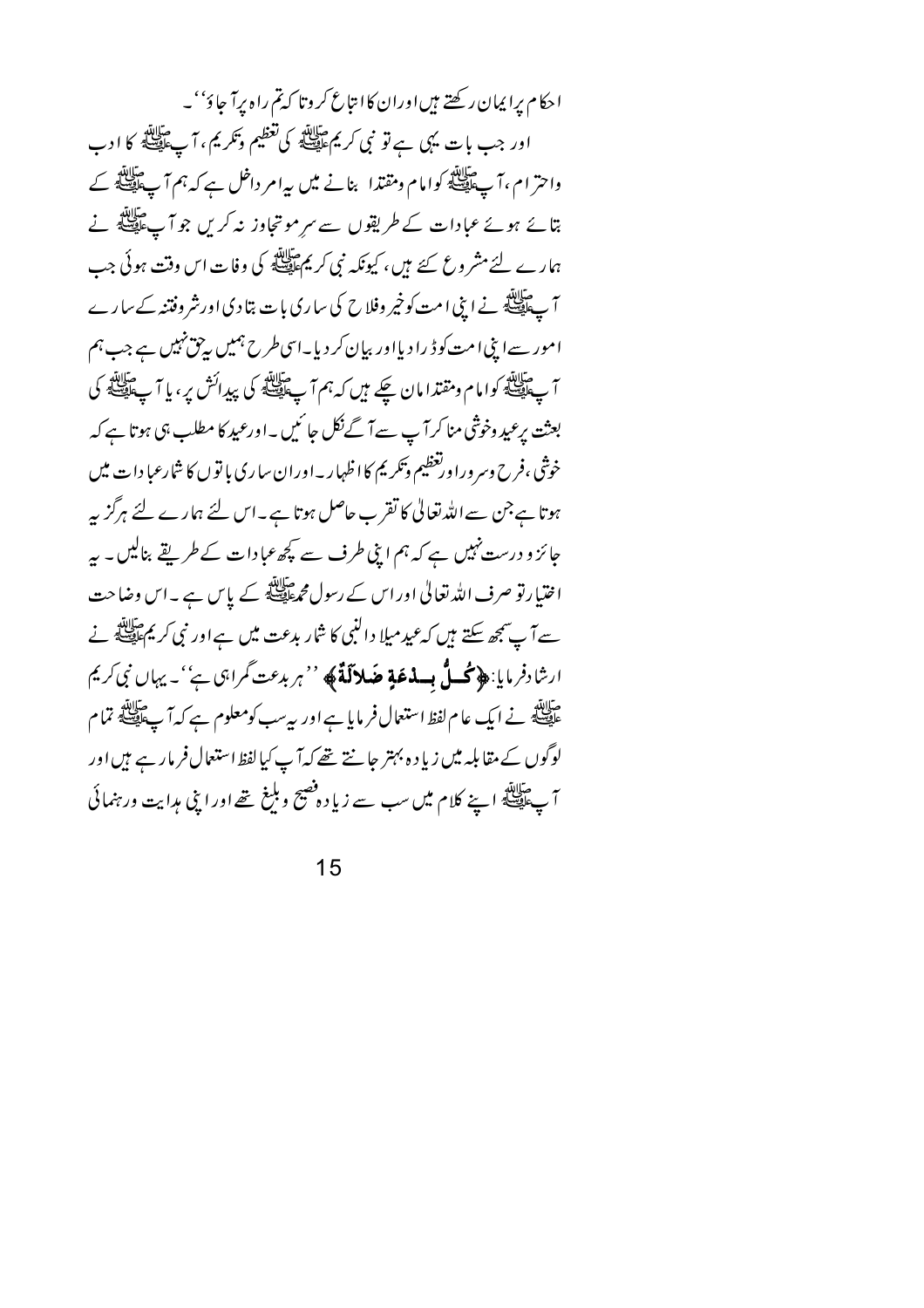احکام پر ایمان رکھتے ہیں اور ان کا اتباع کرو تا کہ تم راہ پر آ جاؤ''۔

اور جب بات یہی ہے تو نبی کریم ﷺ کی تعظیم وتکریم، آپ ﷺ کا ادب واحترام، آپ ﷺ کو امام ومقتدا بنانے میں یہ امر داخل ہے کہ ہم آپ ﷺ کے بتائے ہوئے عبادات کے طریقوں سے سرِ مو تجاوز نہ کریں جو آپ ﷺ نے ہمارے لئے مشروع کئے ہیں، کیونکہ نبی کریم ﷺ کی وفات اس وقت ہوئی جب آپ ﷺ نے اپنی امت کو خیر وفلاح کی ساری بات بتادی اور شر وفتنہ کے سارے امور سے اپنی امت کو ڈرا دیا اور بیان کر دیا۔اسی طرح ہمیں یہ حق نہیں ہے جب ہم آپ ﷺ کو امام ومقتدا مان چکے ہیں کہ ہم آپ ﷺ کی پیدائش پر، یا آپ ﷺ کی بعثت پر عید وخوشی منا کر آپ سے آگے نکل جائیں۔اور عید کا مطلب ہی ہوتا ہے کہ خوشی، فرح وسرور اور تعظیم وتکریم کا اظہار۔اور ان ساری باتوں کا شمار عبادات میں ہوتا ہے جن سے اللہ تعالیٰ کا تقرب حاصل ہوتا ہے۔اس لئے ہمارے لئے ہرگز یہ جائز و درست نہیں ہے کہ ہم اپنی طرف سے کچھ عبادات کے طریقے بنالیں۔ یہ اختیار تو صرف اللہ تعالیٰ اور اس کے رسول محمد ﷺ کے پاس ہے۔اس وضاحت سے آپ سمجھ سکتے ہیں کہ عید میلاد النبی کا شمار بدعت میں ہے اور نبی کریم ﷺ نے ارشاد فرمایا: ﴿**كُلُّ بِدْعَةٍ ضَلَالَةٌ**﴾ ''ہر بدعت گمراہی ہے''۔ یہاں نبی کریم ﷺ نے ایک عام لفظ استعمال فرمایا ہے اور یہ سب کو معلوم ہے کہ آپ ﷺ تمام لوگوں کے مقابلہ میں زیادہ بہتر جانتے تھے کہ آپ کیا لفظ استعمال فرما رہے ہیں اور آپ ﷺ اپنے کلام میں سب سے زیادہ فصیح وبلیغ تھے اور اپنی ہدایت ورہنمائی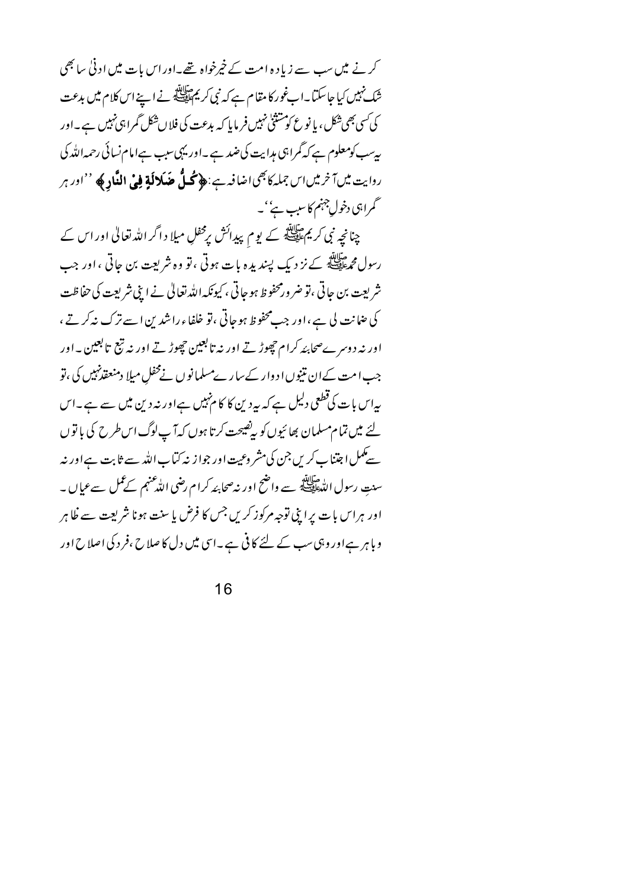کرنے میں سب سے زیادہ امت کے خیرخواہ تھے۔اور اس بات میں ادنیٰ سا بھی شک نہیں کیا جاسکتا۔اب غور کا مقام ہے کہ نبی کریم ﷺ نے اپنے اس کلام میں بدعت کی کسی بھی شکل، یا نوع کو مستثنیٰ نہیں فرمایا کہ بدعت کی فلاں شکل گمراہی نہیں ہے۔اور یہ سب کو معلوم ہے کہ گمراہی ہدایت کی ضد ہے۔اور یہی سبب ہے امام نسائی رحمہ اللہ کی روایت میں آخر میں اس جملہ کا بھی اضافہ ہے: **﴿كُلُّ ضَلَالَةٍ فِي النَّارِ﴾** ''اور ہر گمراہی دخولِ جہنم کا سبب ہے''۔

چنانچہ نبی کریم ﷺ کے یومِ پیدائش پر محفلِ میلاد اگر اللہ تعالیٰ اور اس کے رسول محمد ﷺ کے نزدیک پسندیدہ بات ہوتی، تو وہ شریعت بن جاتی، اور جب شریعت بن جاتی، تو ضرور محفوظ ہوجاتی، کیونکہ اللہ تعالیٰ نے اپنی شریعت کی حفاظت کی ضمانت لی ہے، اور جب محفوظ ہوجاتی، تو خلفاء راشدین اسے ترک نہ کرتے، اور نہ دوسرے صحابۂ کرام چھوڑتے اور نہ تابعین چھوڑتے اور نہ تبع تابعین۔اور جب امت کے ان تینوں ادوار کے سارے مسلمانوں نے محفلِ میلاد منعقد نہیں کی، تو یہ اس بات کی قطعی دلیل ہے کہ یہ دین کا کام نہیں ہے اور نہ دین میں سے ہے۔اس لئے میں تمام مسلمان بھائیوں کو یہ نصیحت کرتا ہوں کہ آپ لوگ اس طرح کی باتوں سے مکمل اجتناب کریں جن کی مشروعیت اور جواز نہ کتاب اللہ سے ثابت ہے اور نہ سنتِ رسول اللہ ﷺ سے واضح اور نہ صحابۂ کرام رضی اللہ عنہم کے عمل سے عیاں۔ اور ہر اس بات پر اپنی توجہ مرکوز کریں جس کا فرض یا سنت ہونا شریعت سے ظاہر وباہر ہے اور وہی سب کے لئے کافی ہے۔اسی میں دل کا صلاح، فرد کی اصلاح اور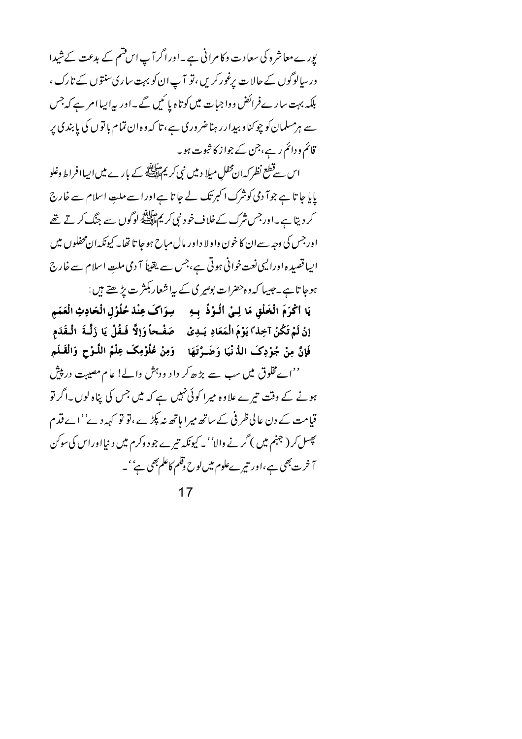پورے معاشرہ کی سعادت وکامرانی ہے۔اور اگر آپ اس قسم کے بدعت کے شیدا ورسیا لوگوں کے حالات پر غور کریں، تو آپ ان کو بہت ساری سنتوں کے تارک، بلکہ بہت سارے فرائض وواجبات میں کوتاہ پائیں گے۔اور یہ ایسا امر ہے کہ جس سے ہر مسلمان کو چوکنا وبیدار رہنا ضروری ہے، تاکہ وہ ان تمام باتوں کی پابندی پر قائم ودائم رہے، جن کے جواز کا ثبوت ہو۔

اس سے قطع نظر کہ ان محفلِ میلاد میں نبی کریم ﷺ کے بارے میں ایسا افراط وغلو پایا جاتا ہے جو آدمی کو شرک اکبر تک لے جاتا ہے اور اسے ملتِ اسلام سے خارج کر دیتا ہے۔اور جس شرک کے خلاف خود نبی کریم ﷺ لوگوں سے جنگ کرتے تھے اور جس کی وجہ سے ان کا خون واولاد اور مال مباح ہو جاتا تھا۔کیونکہ ان محفلوں میں ایسا قصیدہ اور ایسی نعت خوانی ہوتی ہے، جس سے یقیناً آدمی ملتِ اسلام سے خارج ہو جاتا ہے۔جیسا کہ وہ حضرات بوصیری کے یہ اشعار بکثرت پڑھتے ہیں:

يَا أَكْرَمَ الْخَلْقِ مَا لِيْ مَنْ أَلُوْذُ بِهِ &nbsp;&nbsp;&nbsp; سِوَاكَ عِنْدَ حُلُوْلِ الْحَادِثِ الْعَمَمِ

إِنْ لَمْ تَكُنْ آخِذًا يَوْمَ الْمَعَادِ يَدِيْ &nbsp;&nbsp;&nbsp; صَفْحاً وَإِلاَّ فَقُلْ يَا زَلَّةَ الْقَدَمِ

فَإِنَّ مِنْ جُوْدِكَ الدُّنْيَا وَضَرَّتَهَا &nbsp;&nbsp;&nbsp; وَمِنْ عُلُوْمِكَ عِلْمُ اللَّوْحِ وَالْقَلَمِ

''اے مخلوق میں سب سے بڑھ کر داد ودہش والے! عام مصیبت درپیش ہونے کے وقت تیرے علاوہ میرا کوئی نہیں ہے کہ میں جس کی پناہ لوں۔اگر تو قیامت کے دن عالی ظرفی کے ساتھ میرا ہاتھ نہ پکڑے، تو تو کہہ دے ''اے قدم پھسل کر (جہنم میں) گرنے والا''۔کیونکہ تیرے جود وکرم میں دنیا اور اس کی سوکن آخرت بھی ہے، اور تیرے علوم میں لوح وقلم کا علم بھی ہے''۔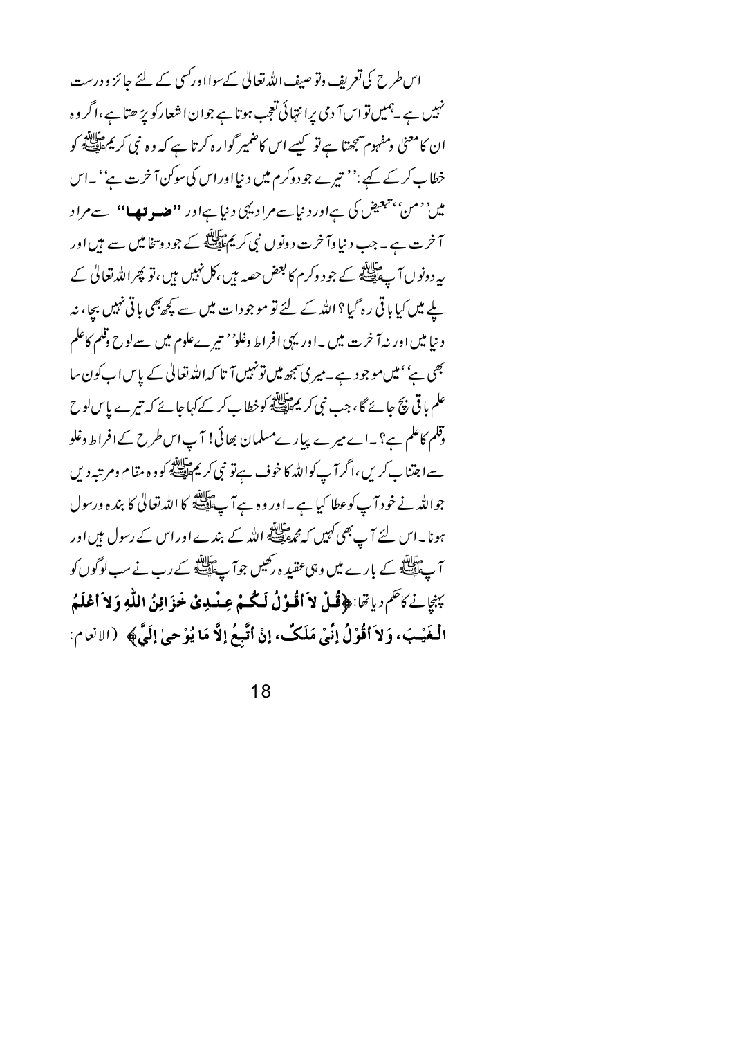اس طرح کی تعریف وتوصیف اللہ تعالیٰ کے سوا اور کسی کے لئے جائز ودرست نہیں ہے۔ ہمیں تو اس آدمی پر انتہائی تعجب ہوتا ہے جو ان اشعار کو پڑھتا ہے، اگر وہ ان کا معنیٰ ومفہوم سمجھتا ہے تو کیسے اس کا ضمیر گوارہ کرتا ہے کہ وہ نبی کریم ﷺ کو خطاب کر کے کہے: ''تیرے جود وکرم میں دنیا اور اس کی سوکن آخرت ہے''۔ اس میں ''من'' تبعیض کی ہے اور دنیا سے مراد یہی دنیا ہے اور **''ضرتھا''** سے مراد آخرت ہے۔ جب دنیا وآخرت دونوں نبی کریم ﷺ کے جود وسخا میں سے ہیں اور یہ دونوں آپ ﷺ کے جود وکرم کا بعض حصہ ہیں، کل نہیں ہیں، تو پھر اللہ تعالیٰ کے پلے میں کیا باقی رہ گیا؟ اللہ کے لئے تو موجودات میں سے کچھ بھی باقی نہیں بچا، نہ دنیا میں اور نہ آخرت میں۔ اور یہی افراط وغلو ''تیرے علوم میں سے لوح وقلم کا علم بھی ہے'' میں موجود ہے۔ میری سمجھ میں تو نہیں آتا کہ اللہ تعالیٰ کے پاس اب کون سا علم باقی بچ جائے گا، جب نبی کریم ﷺ کو خطاب کر کے کہا جائے کہ تیرے پاس لوح وقلم کا علم ہے؟۔ اے میرے پیارے مسلمان بھائی! آپ اس طرح کے افراط وغلو سے اجتناب کریں، اگر آپ کو اللہ کا خوف ہے تو نبی کریم ﷺ کو وہ مقام ومرتبہ دیں جو اللہ نے خود آپ کو عطا کیا ہے۔ اور وہ ہے آپ ﷺ کا اللہ تعالیٰ کا بندہ ورسول ہونا۔ اس لئے آپ بھی کہیں کہ محمد ﷺ اللہ کے بندے اور اس کے رسول ہیں اور آپ ﷺ کے بارے میں وہی عقیدہ رکھیں جو آپ ﷺ کے رب نے سب لوگوں کو پہنچانے کا حکم دیا تھا: **﴿قُلْ لاَ أَقُوْلُ لَكُمْ عِنْدِيْ خَزَائِنُ اللّٰهِ وَلاَ أَعْلَمُ الْغَيْبَ، وَلاَ أَقُوْلُ إِنِّيْ مَلَكٌ، إِنْ أَتَّبِعُ إِلاَّ مَا يُوْحىٰ إِلَيَّ﴾** (الانعام: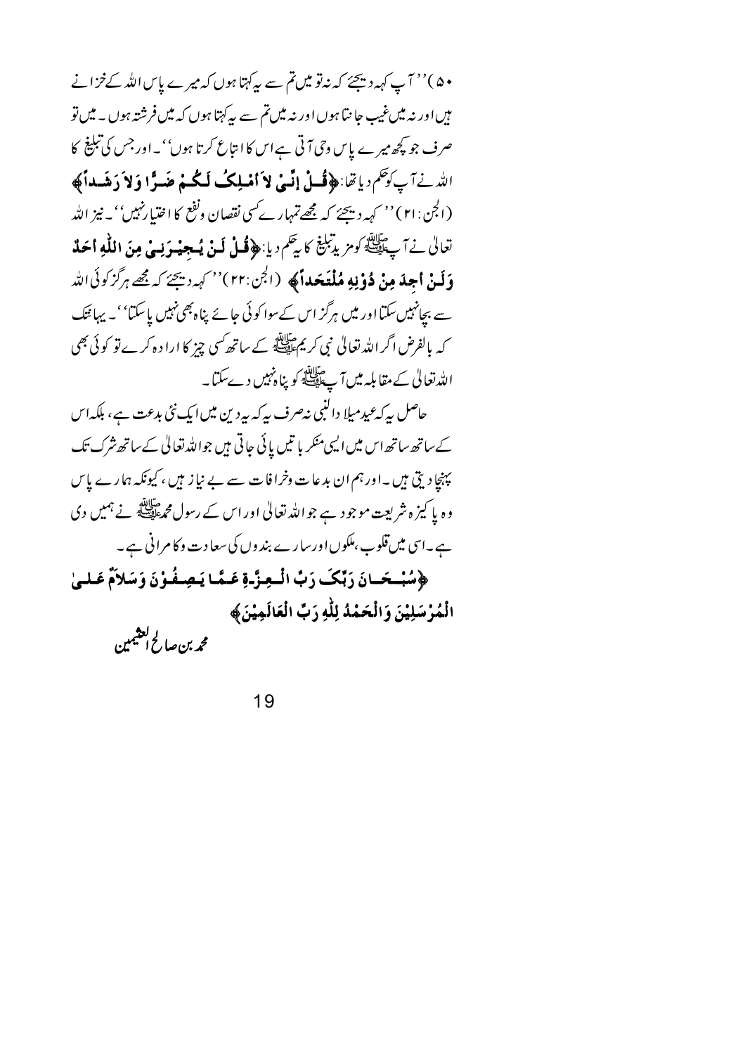۵۰)''آپ کہہ دیجئے کہ نہ تو میں تم سے یہ کہتا ہوں کہ میرے پاس اللہ کے خزانے ہیں اور نہ میں غیب جانتا ہوں اور نہ میں تم سے یہ کہتا ہوں کہ میں فرشتہ ہوں ۔ میں تو صرف جو کچھ میرے پاس وحی آتی ہے اس کا اتباع کرتا ہوں''۔ اور جس کی تبلیغ کا اللہ نے آپ کو حکم دیا تھا: ﴿قُلْ إِنِّيْ لاَ أَمْلِكُ لَكُمْ ضَرًّا وَلاَ رَشَداً﴾ (الجن: ۲۱) ''کہہ دیجئے کہ مجھے تمہارے کسی نقصان و نفع کا اختیار نہیں''۔ نیز اللہ تعالیٰ نے آپ ﷺ کو مزید تبلیغ کا یہ حکم دیا: ﴿قُلْ لَنْ يُجِيْرَنِيْ مِنَ اللّٰهِ أَحَدٌ وَلَنْ أَجِدَ مِنْ دُوْنِهِ مُلْتَحَداً﴾ (الجن: ۲۲) ''کہہ دیجئے کہ مجھے ہرگز کوئی اللہ سے بچا نہیں سکتا اور میں ہرگز اس کے سوا کوئی جائے پناہ بھی نہیں پا سکتا''۔ یہاں تک کہ بالفرض اگر اللہ تعالیٰ نبی کریم ﷺ کے ساتھ کسی چیز کا ارادہ کرے تو کوئی بھی اللہ تعالیٰ کے مقابلہ میں آپ ﷺ کو پناہ نہیں دے سکتا۔

حاصل یہ کہ عید میلاد النبی نہ صرف یہ کہ یہ دین میں ایک نئی بدعت ہے، بلکہ اس کے ساتھ ساتھ اس میں ایسی منکر باتیں پائی جاتی ہیں جو اللہ تعالیٰ کے ساتھ شرک تک پہنچا دیتی ہیں۔ اور ہم ان بدعات وخرافات سے بے نیاز ہیں، کیونکہ ہمارے پاس وہ پاکیزہ شریعت موجود ہے جو اللہ تعالیٰ اور اس کے رسول محمد ﷺ نے ہمیں دی ہے۔ اسی میں قلوب، ملکوں اور سارے بندوں کی سعادت وکامرانی ہے۔

﴿سُبْحَانَ رَبِّكَ رَبِّ الْعِزَّةِ عَمَّا يَصِفُوْنَ وَسَلاَمٌ عَلٰى الْمُرْسَلِيْنَ وَالْحَمْدُ لِلّٰهِ رَبِّ الْعَالَمِيْنَ﴾

محمد بن صالح العثیمین